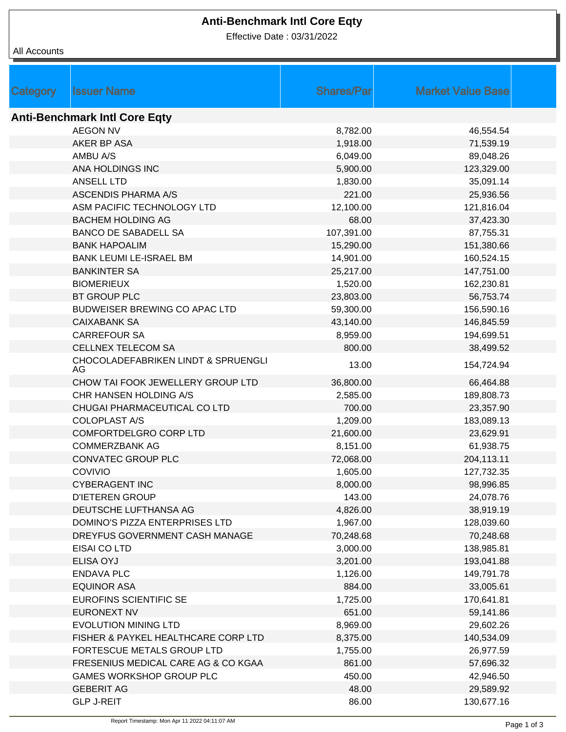# Anti-Benchmark Intl Core Eqty

Effective Date : 03/31/2022

All Accounts

| Category | Issuer Name | Shares/Par | Market Value Base |
|---|---|---|---|
| **Anti-Benchmark Intl Core Eqty** | | | |
| | AEGON NV | 8,782.00 | 46,554.54 |
| | AKER BP ASA | 1,918.00 | 71,539.19 |
| | AMBU A/S | 6,049.00 | 89,048.26 |
| | ANA HOLDINGS INC | 5,900.00 | 123,329.00 |
| | ANSELL LTD | 1,830.00 | 35,091.14 |
| | ASCENDIS PHARMA A/S | 221.00 | 25,936.56 |
| | ASM PACIFIC TECHNOLOGY LTD | 12,100.00 | 121,816.04 |
| | BACHEM HOLDING AG | 68.00 | 37,423.30 |
| | BANCO DE SABADELL SA | 107,391.00 | 87,755.31 |
| | BANK HAPOALIM | 15,290.00 | 151,380.66 |
| | BANK LEUMI LE-ISRAEL BM | 14,901.00 | 160,524.15 |
| | BANKINTER SA | 25,217.00 | 147,751.00 |
| | BIOMERIEUX | 1,520.00 | 162,230.81 |
| | BT GROUP PLC | 23,803.00 | 56,753.74 |
| | BUDWEISER BREWING CO APAC LTD | 59,300.00 | 156,590.16 |
| | CAIXABANK SA | 43,140.00 | 146,845.59 |
| | CARREFOUR SA | 8,959.00 | 194,699.51 |
| | CELLNEX TELECOM SA | 800.00 | 38,499.52 |
| | CHOCOLADEFABRIKEN LINDT & SPRUENGLI AG | 13.00 | 154,724.94 |
| | CHOW TAI FOOK JEWELLERY GROUP LTD | 36,800.00 | 66,464.88 |
| | CHR HANSEN HOLDING A/S | 2,585.00 | 189,808.73 |
| | CHUGAI PHARMACEUTICAL CO LTD | 700.00 | 23,357.90 |
| | COLOPLAST A/S | 1,209.00 | 183,089.13 |
| | COMFORTDELGRO CORP LTD | 21,600.00 | 23,629.91 |
| | COMMERZBANK AG | 8,151.00 | 61,938.75 |
| | CONVATEC GROUP PLC | 72,068.00 | 204,113.11 |
| | COVIVIO | 1,605.00 | 127,732.35 |
| | CYBERAGENT INC | 8,000.00 | 98,996.85 |
| | D'IETEREN GROUP | 143.00 | 24,078.76 |
| | DEUTSCHE LUFTHANSA AG | 4,826.00 | 38,919.19 |
| | DOMINO'S PIZZA ENTERPRISES LTD | 1,967.00 | 128,039.60 |
| | DREYFUS GOVERNMENT CASH MANAGE | 70,248.68 | 70,248.68 |
| | EISAI CO LTD | 3,000.00 | 138,985.81 |
| | ELISA OYJ | 3,201.00 | 193,041.88 |
| | ENDAVA PLC | 1,126.00 | 149,791.78 |
| | EQUINOR ASA | 884.00 | 33,005.61 |
| | EUROFINS SCIENTIFIC SE | 1,725.00 | 170,641.81 |
| | EURONEXT NV | 651.00 | 59,141.86 |
| | EVOLUTION MINING LTD | 8,969.00 | 29,602.26 |
| | FISHER & PAYKEL HEALTHCARE CORP LTD | 8,375.00 | 140,534.09 |
| | FORTESCUE METALS GROUP LTD | 1,755.00 | 26,977.59 |
| | FRESENIUS MEDICAL CARE AG & CO KGAA | 861.00 | 57,696.32 |
| | GAMES WORKSHOP GROUP PLC | 450.00 | 42,946.50 |
| | GEBERIT AG | 48.00 | 29,589.92 |
| | GLP J-REIT | 86.00 | 130,677.16 |

Report Timestamp: Mon Apr 11 2022 04:11:07 AM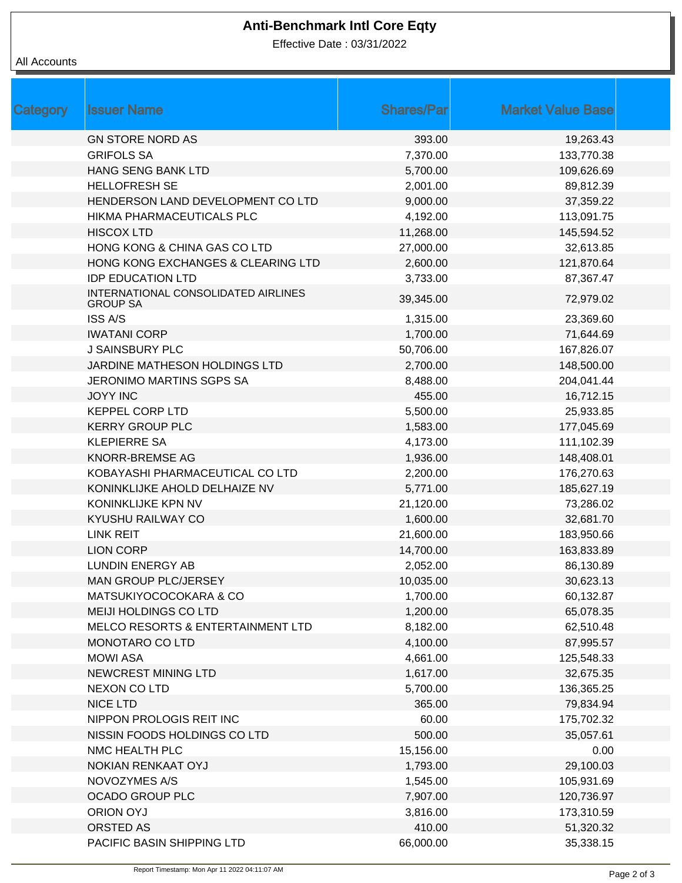# Anti-Benchmark Intl Core Eqty

Effective Date : 03/31/2022

All Accounts

| Category | Issuer Name | Shares/Par | Market Value Base |
|---|---|---|---|
| | GN STORE NORD AS | 393.00 | 19,263.43 |
| | GRIFOLS SA | 7,370.00 | 133,770.38 |
| | HANG SENG BANK LTD | 5,700.00 | 109,626.69 |
| | HELLOFRESH SE | 2,001.00 | 89,812.39 |
| | HENDERSON LAND DEVELOPMENT CO LTD | 9,000.00 | 37,359.22 |
| | HIKMA PHARMACEUTICALS PLC | 4,192.00 | 113,091.75 |
| | HISCOX LTD | 11,268.00 | 145,594.52 |
| | HONG KONG & CHINA GAS CO LTD | 27,000.00 | 32,613.85 |
| | HONG KONG EXCHANGES & CLEARING LTD | 2,600.00 | 121,870.64 |
| | IDP EDUCATION LTD | 3,733.00 | 87,367.47 |
| | INTERNATIONAL CONSOLIDATED AIRLINES GROUP SA | 39,345.00 | 72,979.02 |
| | ISS A/S | 1,315.00 | 23,369.60 |
| | IWATANI CORP | 1,700.00 | 71,644.69 |
| | J SAINSBURY PLC | 50,706.00 | 167,826.07 |
| | JARDINE MATHESON HOLDINGS LTD | 2,700.00 | 148,500.00 |
| | JERONIMO MARTINS SGPS SA | 8,488.00 | 204,041.44 |
| | JOYY INC | 455.00 | 16,712.15 |
| | KEPPEL CORP LTD | 5,500.00 | 25,933.85 |
| | KERRY GROUP PLC | 1,583.00 | 177,045.69 |
| | KLEPIERRE SA | 4,173.00 | 111,102.39 |
| | KNORR-BREMSE AG | 1,936.00 | 148,408.01 |
| | KOBAYASHI PHARMACEUTICAL CO LTD | 2,200.00 | 176,270.63 |
| | KONINKLIJKE AHOLD DELHAIZE NV | 5,771.00 | 185,627.19 |
| | KONINKLIJKE KPN NV | 21,120.00 | 73,286.02 |
| | KYUSHU RAILWAY CO | 1,600.00 | 32,681.70 |
| | LINK REIT | 21,600.00 | 183,950.66 |
| | LION CORP | 14,700.00 | 163,833.89 |
| | LUNDIN ENERGY AB | 2,052.00 | 86,130.89 |
| | MAN GROUP PLC/JERSEY | 10,035.00 | 30,623.13 |
| | MATSUKIYOCOCOKARA & CO | 1,700.00 | 60,132.87 |
| | MEIJI HOLDINGS CO LTD | 1,200.00 | 65,078.35 |
| | MELCO RESORTS & ENTERTAINMENT LTD | 8,182.00 | 62,510.48 |
| | MONOTARO CO LTD | 4,100.00 | 87,995.57 |
| | MOWI ASA | 4,661.00 | 125,548.33 |
| | NEWCREST MINING LTD | 1,617.00 | 32,675.35 |
| | NEXON CO LTD | 5,700.00 | 136,365.25 |
| | NICE LTD | 365.00 | 79,834.94 |
| | NIPPON PROLOGIS REIT INC | 60.00 | 175,702.32 |
| | NISSIN FOODS HOLDINGS CO LTD | 500.00 | 35,057.61 |
| | NMC HEALTH PLC | 15,156.00 | 0.00 |
| | NOKIAN RENKAAT OYJ | 1,793.00 | 29,100.03 |
| | NOVOZYMES A/S | 1,545.00 | 105,931.69 |
| | OCADO GROUP PLC | 7,907.00 | 120,736.97 |
| | ORION OYJ | 3,816.00 | 173,310.59 |
| | ORSTED AS | 410.00 | 51,320.32 |
| | PACIFIC BASIN SHIPPING LTD | 66,000.00 | 35,338.15 |

Report Timestamp: Mon Apr 11 2022 04:11:07 AM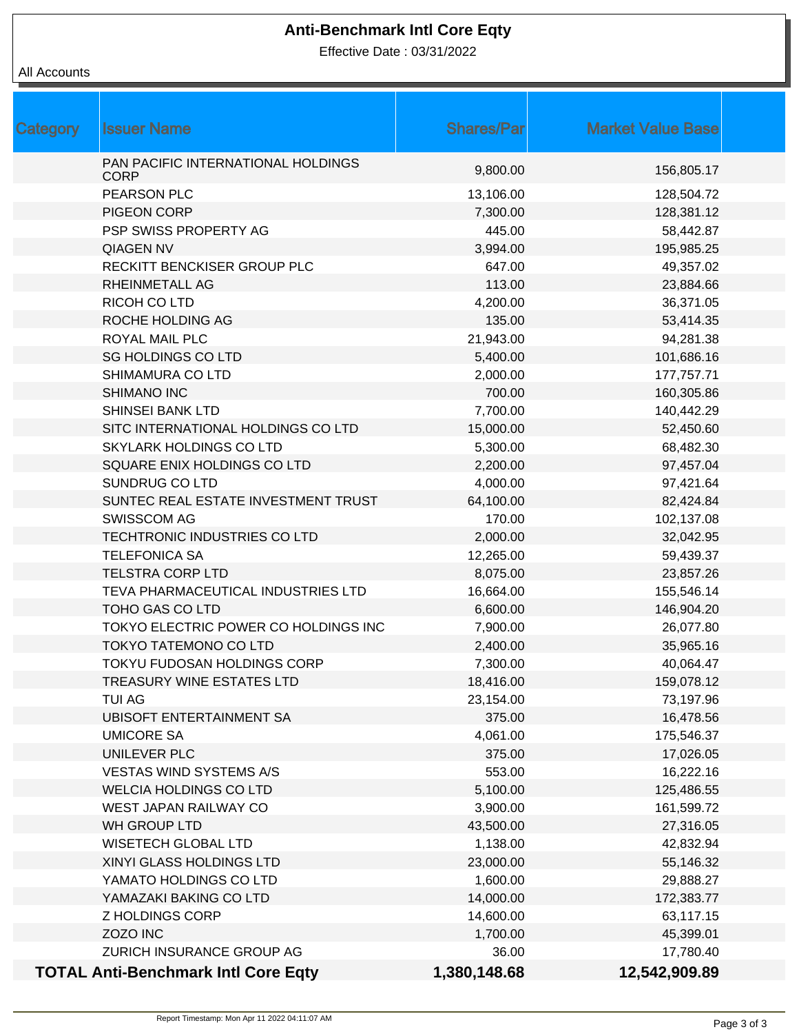# Anti-Benchmark Intl Core Eqty

Effective Date : 03/31/2022

All Accounts

| Category | Issuer Name | Shares/Par | Market Value Base |
|---|---|---|---|
| | PAN PACIFIC INTERNATIONAL HOLDINGS CORP | 9,800.00 | 156,805.17 |
| | PEARSON PLC | 13,106.00 | 128,504.72 |
| | PIGEON CORP | 7,300.00 | 128,381.12 |
| | PSP SWISS PROPERTY AG | 445.00 | 58,442.87 |
| | QIAGEN NV | 3,994.00 | 195,985.25 |
| | RECKITT BENCKISER GROUP PLC | 647.00 | 49,357.02 |
| | RHEINMETALL AG | 113.00 | 23,884.66 |
| | RICOH CO LTD | 4,200.00 | 36,371.05 |
| | ROCHE HOLDING AG | 135.00 | 53,414.35 |
| | ROYAL MAIL PLC | 21,943.00 | 94,281.38 |
| | SG HOLDINGS CO LTD | 5,400.00 | 101,686.16 |
| | SHIMAMURA CO LTD | 2,000.00 | 177,757.71 |
| | SHIMANO INC | 700.00 | 160,305.86 |
| | SHINSEI BANK LTD | 7,700.00 | 140,442.29 |
| | SITC INTERNATIONAL HOLDINGS CO LTD | 15,000.00 | 52,450.60 |
| | SKYLARK HOLDINGS CO LTD | 5,300.00 | 68,482.30 |
| | SQUARE ENIX HOLDINGS CO LTD | 2,200.00 | 97,457.04 |
| | SUNDRUG CO LTD | 4,000.00 | 97,421.64 |
| | SUNTEC REAL ESTATE INVESTMENT TRUST | 64,100.00 | 82,424.84 |
| | SWISSCOM AG | 170.00 | 102,137.08 |
| | TECHTRONIC INDUSTRIES CO LTD | 2,000.00 | 32,042.95 |
| | TELEFONICA SA | 12,265.00 | 59,439.37 |
| | TELSTRA CORP LTD | 8,075.00 | 23,857.26 |
| | TEVA PHARMACEUTICAL INDUSTRIES LTD | 16,664.00 | 155,546.14 |
| | TOHO GAS CO LTD | 6,600.00 | 146,904.20 |
| | TOKYO ELECTRIC POWER CO HOLDINGS INC | 7,900.00 | 26,077.80 |
| | TOKYO TATEMONO CO LTD | 2,400.00 | 35,965.16 |
| | TOKYU FUDOSAN HOLDINGS CORP | 7,300.00 | 40,064.47 |
| | TREASURY WINE ESTATES LTD | 18,416.00 | 159,078.12 |
| | TUI AG | 23,154.00 | 73,197.96 |
| | UBISOFT ENTERTAINMENT SA | 375.00 | 16,478.56 |
| | UMICORE SA | 4,061.00 | 175,546.37 |
| | UNILEVER PLC | 375.00 | 17,026.05 |
| | VESTAS WIND SYSTEMS A/S | 553.00 | 16,222.16 |
| | WELCIA HOLDINGS CO LTD | 5,100.00 | 125,486.55 |
| | WEST JAPAN RAILWAY CO | 3,900.00 | 161,599.72 |
| | WH GROUP LTD | 43,500.00 | 27,316.05 |
| | WISETECH GLOBAL LTD | 1,138.00 | 42,832.94 |
| | XINYI GLASS HOLDINGS LTD | 23,000.00 | 55,146.32 |
| | YAMATO HOLDINGS CO LTD | 1,600.00 | 29,888.27 |
| | YAMAZAKI BAKING CO LTD | 14,000.00 | 172,383.77 |
| | Z HOLDINGS CORP | 14,600.00 | 63,117.15 |
| | ZOZO INC | 1,700.00 | 45,399.01 |
| | ZURICH INSURANCE GROUP AG | 36.00 | 17,780.40 |
| **TOTAL Anti-Benchmark Intl Core Eqty** | | **1,380,148.68** | **12,542,909.89** |

Report Timestamp: Mon Apr 11 2022 04:11:07 AM